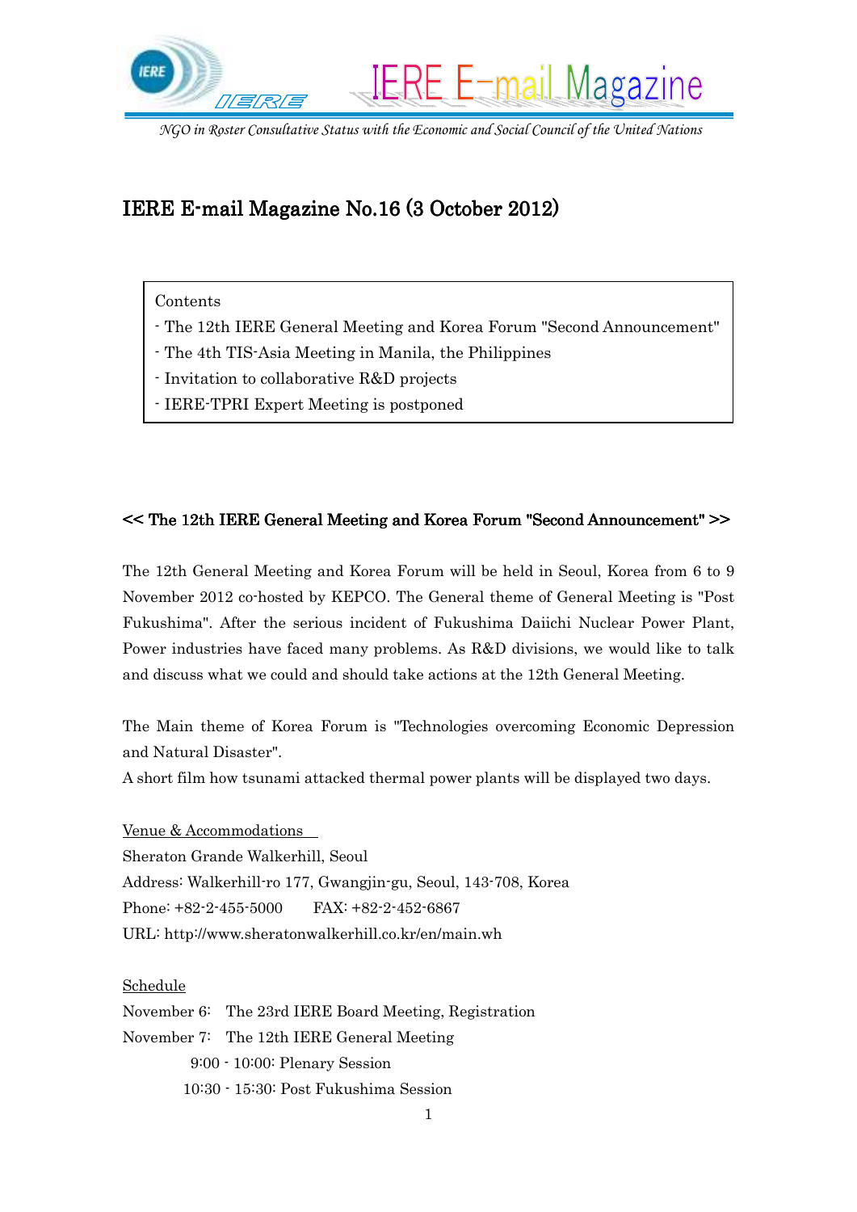IERE E-mail Magazine

*NGO in Roster Consultative Status with the Economic and Social Council of the United Nations*

# IERE E-mail Magazine No.16 (3 October 2012)

Contents
- The 12th IERE General Meeting and Korea Forum "Second Announcement"
- The 4th TIS-Asia Meeting in Manila, the Philippines
- Invitation to collaborative R&D projects
- IERE-TPRI Expert Meeting is postponed

## << The 12th IERE General Meeting and Korea Forum "Second Announcement" >>

The 12th General Meeting and Korea Forum will be held in Seoul, Korea from 6 to 9 November 2012 co-hosted by KEPCO. The General theme of General Meeting is "Post Fukushima". After the serious incident of Fukushima Daiichi Nuclear Power Plant, Power industries have faced many problems. As R&D divisions, we would like to talk and discuss what we could and should take actions at the 12th General Meeting.

The Main theme of Korea Forum is "Technologies overcoming Economic Depression and Natural Disaster".
A short film how tsunami attacked thermal power plants will be displayed two days.

Venue & Accommodations

Sheraton Grande Walkerhill, Seoul
Address: Walkerhill-ro 177, Gwangjin-gu, Seoul, 143-708, Korea
Phone: +82-2-455-5000 FAX: +82-2-452-6867
URL: http://www.sheratonwalkerhill.co.kr/en/main.wh

Schedule

November 6: The 23rd IERE Board Meeting, Registration
November 7: The 12th IERE General Meeting
9:00 - 10:00: Plenary Session
10:30 - 15:30: Post Fukushima Session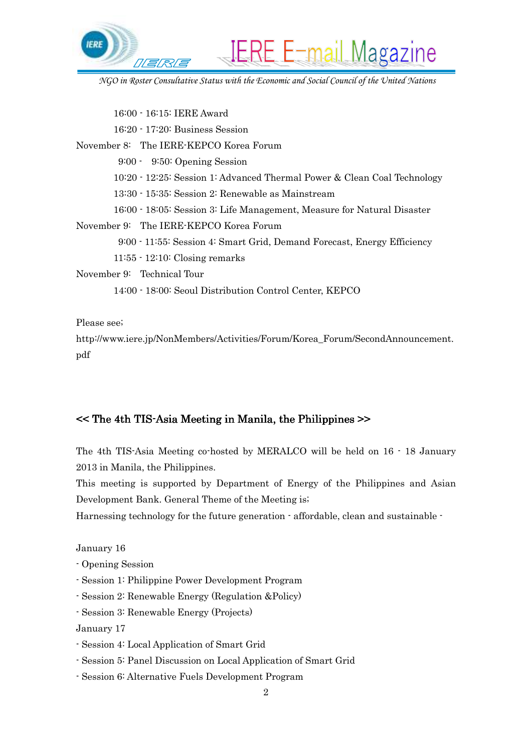16:00 - 16:15: IERE Award

16:20 - 17:20: Business Session

November 8: The IERE-KEPCO Korea Forum

9:00 - 9:50: Opening Session

10:20 - 12:25: Session 1: Advanced Thermal Power & Clean Coal Technology

13:30 - 15:35: Session 2: Renewable as Mainstream

16:00 - 18:05: Session 3: Life Management, Measure for Natural Disaster

November 9: The IERE-KEPCO Korea Forum

9:00 - 11:55: Session 4: Smart Grid, Demand Forecast, Energy Efficiency

11:55 - 12:10: Closing remarks

November 9: Technical Tour

14:00 - 18:00: Seoul Distribution Control Center, KEPCO

Please see;
http://www.iere.jp/NonMembers/Activities/Forum/Korea_Forum/SecondAnnouncement.pdf

## << The 4th TIS-Asia Meeting in Manila, the Philippines >>

The 4th TIS-Asia Meeting co-hosted by MERALCO will be held on 16 - 18 January 2013 in Manila, the Philippines.
This meeting is supported by Department of Energy of the Philippines and Asian Development Bank. General Theme of the Meeting is;
Harnessing technology for the future generation - affordable, clean and sustainable -

January 16
- Opening Session
- Session 1: Philippine Power Development Program
- Session 2: Renewable Energy (Regulation &Policy)
- Session 3: Renewable Energy (Projects)

January 17
- Session 4: Local Application of Smart Grid
- Session 5: Panel Discussion on Local Application of Smart Grid
- Session 6: Alternative Fuels Development Program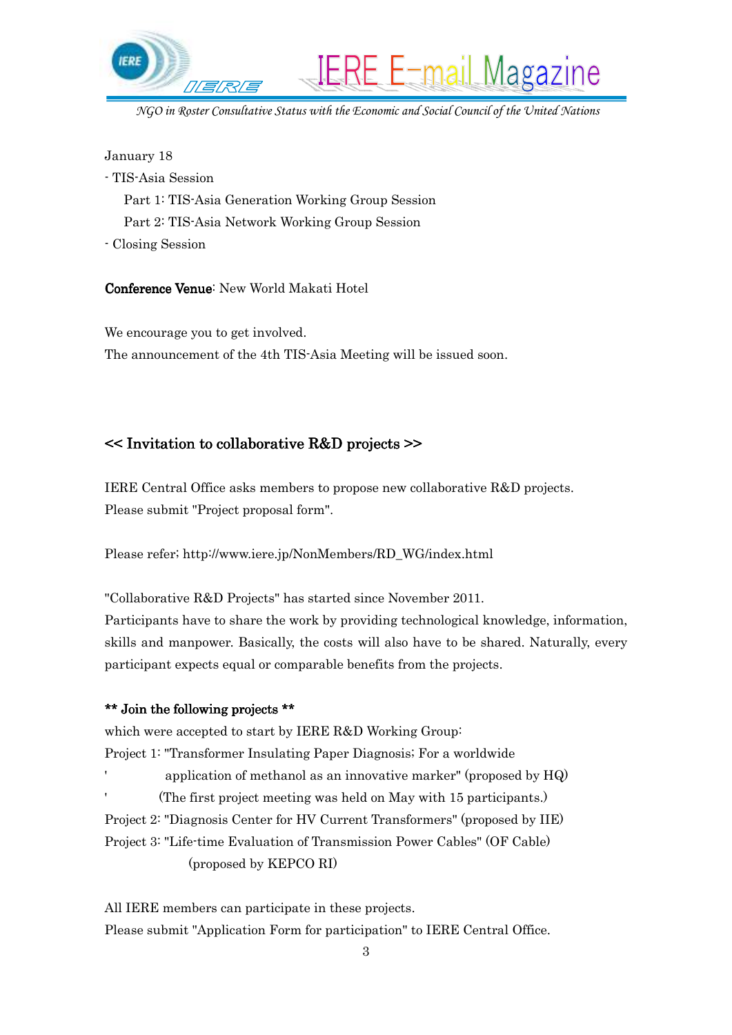January 18

- TIS-Asia Session
  - Part 1: TIS-Asia Generation Working Group Session
  - Part 2: TIS-Asia Network Working Group Session
- Closing Session

**Conference Venue**: New World Makati Hotel

We encourage you to get involved.
The announcement of the 4th TIS-Asia Meeting will be issued soon.

## << Invitation to collaborative R&D projects >>

IERE Central Office asks members to propose new collaborative R&D projects.
Please submit "Project proposal form".

Please refer; http://www.iere.jp/NonMembers/RD_WG/index.html

"Collaborative R&D Projects" has started since November 2011.
Participants have to share the work by providing technological knowledge, information, skills and manpower. Basically, the costs will also have to be shared. Naturally, every participant expects equal or comparable benefits from the projects.

**** Join the following projects ****
which were accepted to start by IERE R&D Working Group:
Project 1: "Transformer Insulating Paper Diagnosis; For a worldwide
' application of methanol as an innovative marker" (proposed by HQ)
' (The first project meeting was held on May with 15 participants.)
Project 2: "Diagnosis Center for HV Current Transformers" (proposed by IIE)
Project 3: "Life-time Evaluation of Transmission Power Cables" (OF Cable)
(proposed by KEPCO RI)

All IERE members can participate in these projects.
Please submit "Application Form for participation" to IERE Central Office.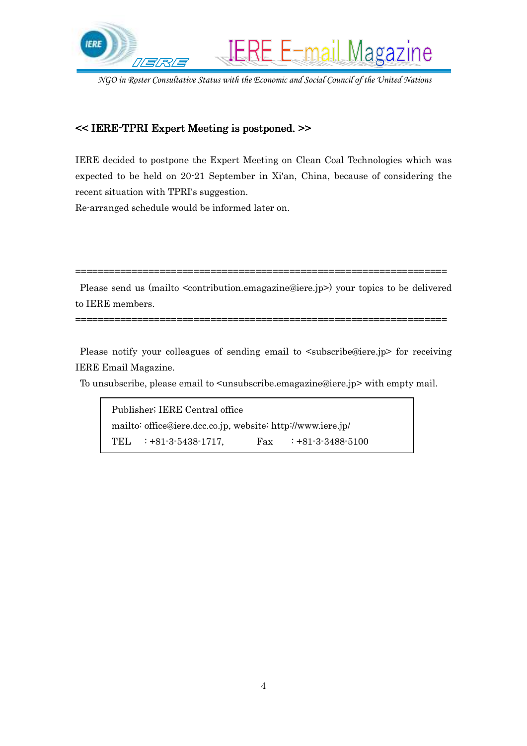## << IERE-TPRI Expert Meeting is postponed. >>

IERE decided to postpone the Expert Meeting on Clean Coal Technologies which was expected to be held on 20-21 September in Xi'an, China, because of considering the recent situation with TPRI's suggestion.
Re-arranged schedule would be informed later on.

==================================================================

Please send us (mailto <contribution.emagazine@iere.jp>) your topics to be delivered to IERE members.

==================================================================

Please notify your colleagues of sending email to <subscribe@iere.jp> for receiving IERE Email Magazine.

To unsubscribe, please email to <unsubscribe.emagazine@iere.jp> with empty mail.

| |
|---|
| Publisher; IERE Central office<br>mailto: office@iere.dcc.co.jp, website: http://www.iere.jp/<br>TEL : +81-3-5438-1717, Fax : +81-3-3488-5100 |